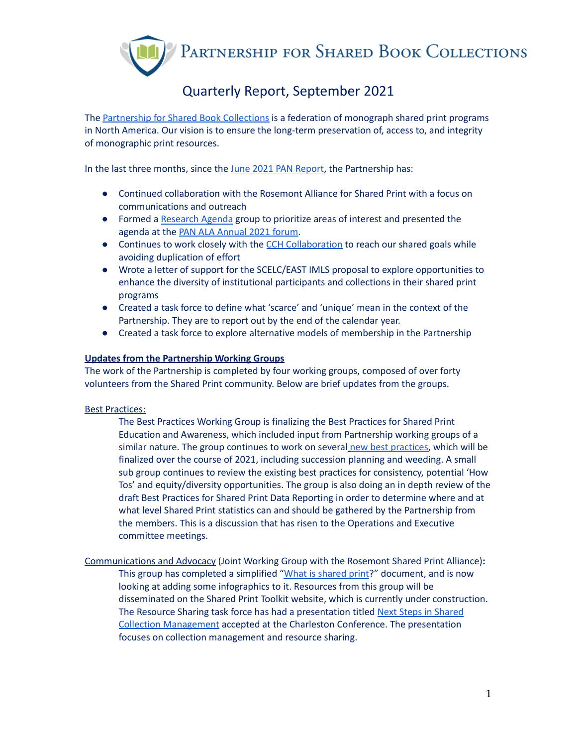Partnership for Shared Book Collections

# Quarterly Report, September 2021

The Partnership for Shared Book Collections is a federation of monograph shared print programs in North America. Our vision is to ensure the long-term preservation of, access to, and integrity of monographic print resources.

In the last three months, since the June 2021 PAN Report, the Partnership has:

- Continued collaboration with the Rosemont Alliance for Shared Print with a focus on communications and outreach
- Formed a Research Agenda group to prioritize areas of interest and presented the agenda at the PAN ALA Annual 2021 forum.
- Continues to work closely with the CCH Collaboration to reach our shared goals while avoiding duplication of effort
- Wrote a letter of support for the SCELC/EAST IMLS proposal to explore opportunities to enhance the diversity of institutional participants and collections in their shared print programs
- Created a task force to define what 'scarce' and 'unique' mean in the context of the Partnership. They are to report out by the end of the calendar year.
- Created a task force to explore alternative models of membership in the Partnership

**Updates from the Partnership Working Groups**

The work of the Partnership is completed by four working groups, composed of over forty volunteers from the Shared Print community. Below are brief updates from the groups.

Best Practices:

The Best Practices Working Group is finalizing the Best Practices for Shared Print Education and Awareness, which included input from Partnership working groups of a similar nature. The group continues to work on several new best practices, which will be finalized over the course of 2021, including succession planning and weeding. A small sub group continues to review the existing best practices for consistency, potential 'How Tos' and equity/diversity opportunities. The group is also doing an in depth review of the draft Best Practices for Shared Print Data Reporting in order to determine where and at what level Shared Print statistics can and should be gathered by the Partnership from the members. This is a discussion that has risen to the Operations and Executive committee meetings.

Communications and Advocacy (Joint Working Group with the Rosemont Shared Print Alliance)**:**

This group has completed a simplified "What is shared print?" document, and is now looking at adding some infographics to it. Resources from this group will be disseminated on the Shared Print Toolkit website, which is currently under construction. The Resource Sharing task force has had a presentation titled Next Steps in Shared Collection Management accepted at the Charleston Conference. The presentation focuses on collection management and resource sharing.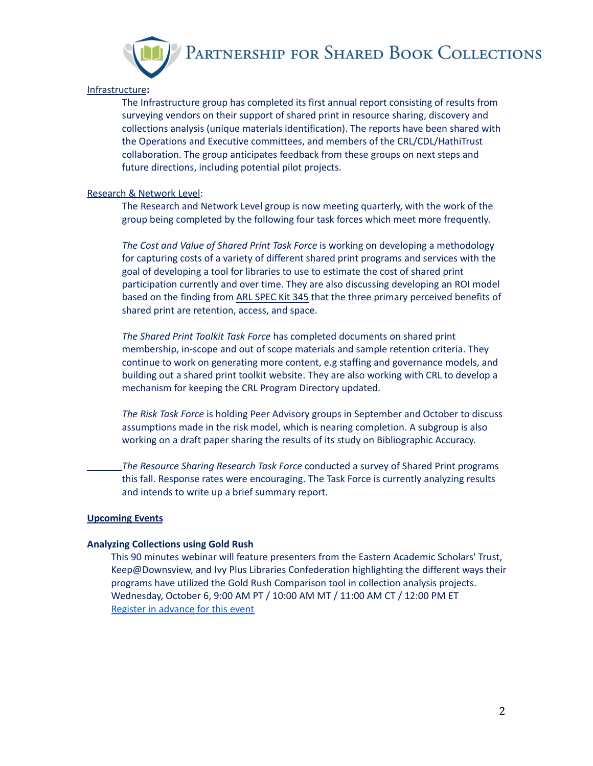Infrastructure:

The Infrastructure group has completed its first annual report consisting of results from surveying vendors on their support of shared print in resource sharing, discovery and collections analysis (unique materials identification). The reports have been shared with the Operations and Executive committees, and members of the CRL/CDL/HathiTrust collaboration. The group anticipates feedback from these groups on next steps and future directions, including potential pilot projects.

Research & Network Level:

The Research and Network Level group is now meeting quarterly, with the work of the group being completed by the following four task forces which meet more frequently.

*The Cost and Value of Shared Print Task Force* is working on developing a methodology for capturing costs of a variety of different shared print programs and services with the goal of developing a tool for libraries to use to estimate the cost of shared print participation currently and over time. They are also discussing developing an ROI model based on the finding from ARL SPEC Kit 345 that the three primary perceived benefits of shared print are retention, access, and space.

*The Shared Print Toolkit Task Force* has completed documents on shared print membership, in-scope and out of scope materials and sample retention criteria. They continue to work on generating more content, e.g staffing and governance models, and building out a shared print toolkit website. They are also working with CRL to develop a mechanism for keeping the CRL Program Directory updated.

*The Risk Task Force* is holding Peer Advisory groups in September and October to discuss assumptions made in the risk model, which is nearing completion. A subgroup is also working on a draft paper sharing the results of its study on Bibliographic Accuracy.

*The Resource Sharing Research Task Force* conducted a survey of Shared Print programs this fall. Response rates were encouraging. The Task Force is currently analyzing results and intends to write up a brief summary report.

## Upcoming Events

### Analyzing Collections using Gold Rush

This 90 minutes webinar will feature presenters from the Eastern Academic Scholars' Trust, Keep@Downsview, and Ivy Plus Libraries Confederation highlighting the different ways their programs have utilized the Gold Rush Comparison tool in collection analysis projects.

Wednesday, October 6, 9:00 AM PT / 10:00 AM MT / 11:00 AM CT / 12:00 PM ET

Register in advance for this event